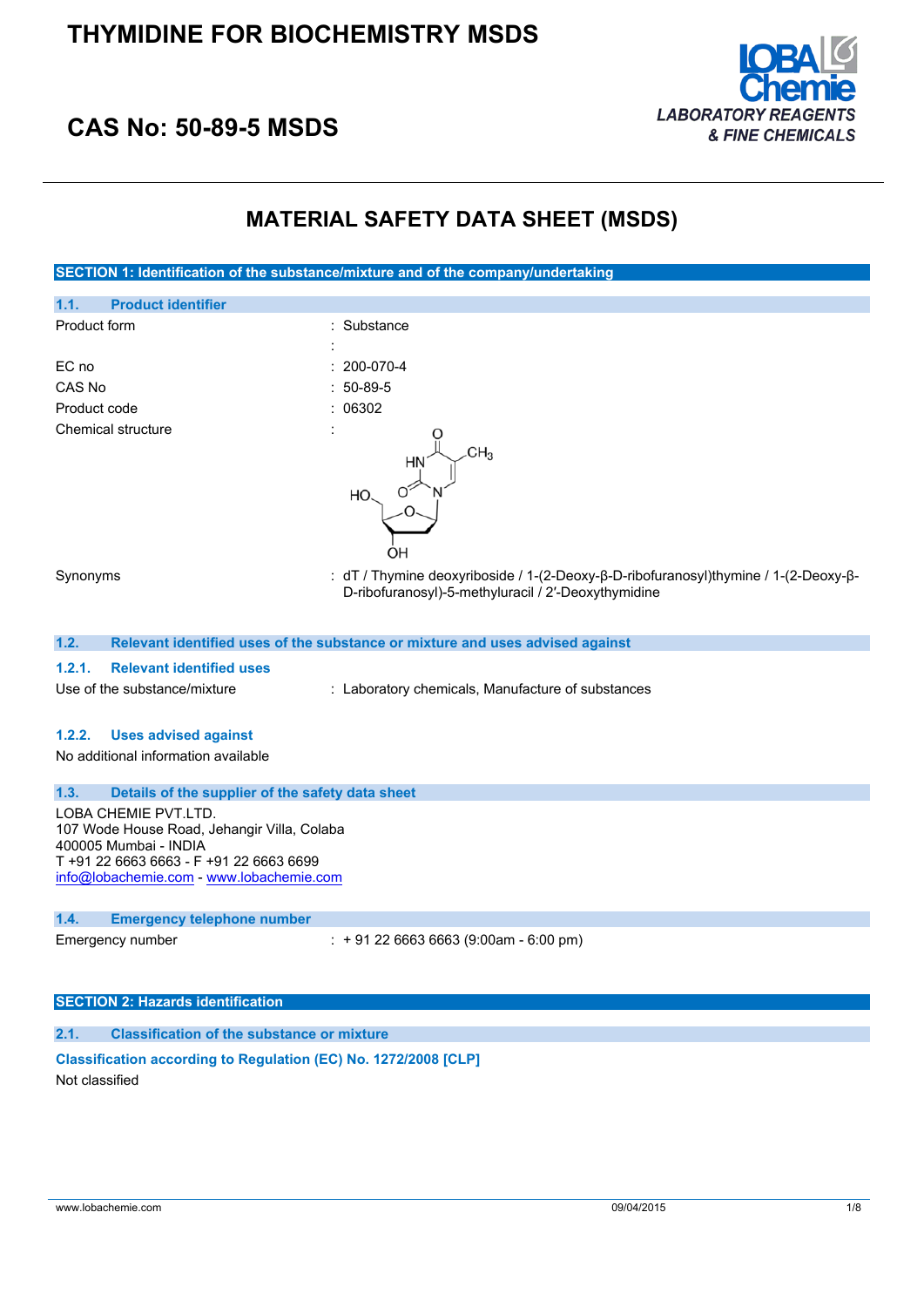# THYMIDINE FOR BIOCHEMISTRY MSDS

## CAS No: 50-89-5 MSDS

LOBA Chemie
*LABORATORY REAGENTS & FINE CHEMICALS*

# MATERIAL SAFETY DATA SHEET (MSDS)

## SECTION 1: Identification of the substance/mixture and of the company/undertaking

### 1.1. Product identifier

| | |
|---|---|
| Product form | : Substance |
| | : |
| EC no | : 200-070-4 |
| CAS No | : 50-89-5 |
| Product code | : 06302 |
| Chemical structure | : |
| Synonyms | : dT / Thymine deoxyriboside / 1-(2-Deoxy-β-D-ribofuranosyl)thymine / 1-(2-Deoxy-β-D-ribofuranosyl)-5-methyluracil / 2′-Deoxythymidine |

### 1.2. Relevant identified uses of the substance or mixture and uses advised against

#### 1.2.1. Relevant identified uses

| | |
|---|---|
| Use of the substance/mixture | : Laboratory chemicals, Manufacture of substances |

#### 1.2.2. Uses advised against

No additional information available

### 1.3. Details of the supplier of the safety data sheet

LOBA CHEMIE PVT.LTD.
107 Wode House Road, Jehangir Villa, Colaba
400005 Mumbai - INDIA
T +91 22 6663 6663 - F +91 22 6663 6699
info@lobachemie.com - www.lobachemie.com

### 1.4. Emergency telephone number

| | |
|---|---|
| Emergency number | : + 91 22 6663 6663 (9:00am - 6:00 pm) |

## SECTION 2: Hazards identification

### 2.1. Classification of the substance or mixture

**Classification according to Regulation (EC) No. 1272/2008 [CLP]**

Not classified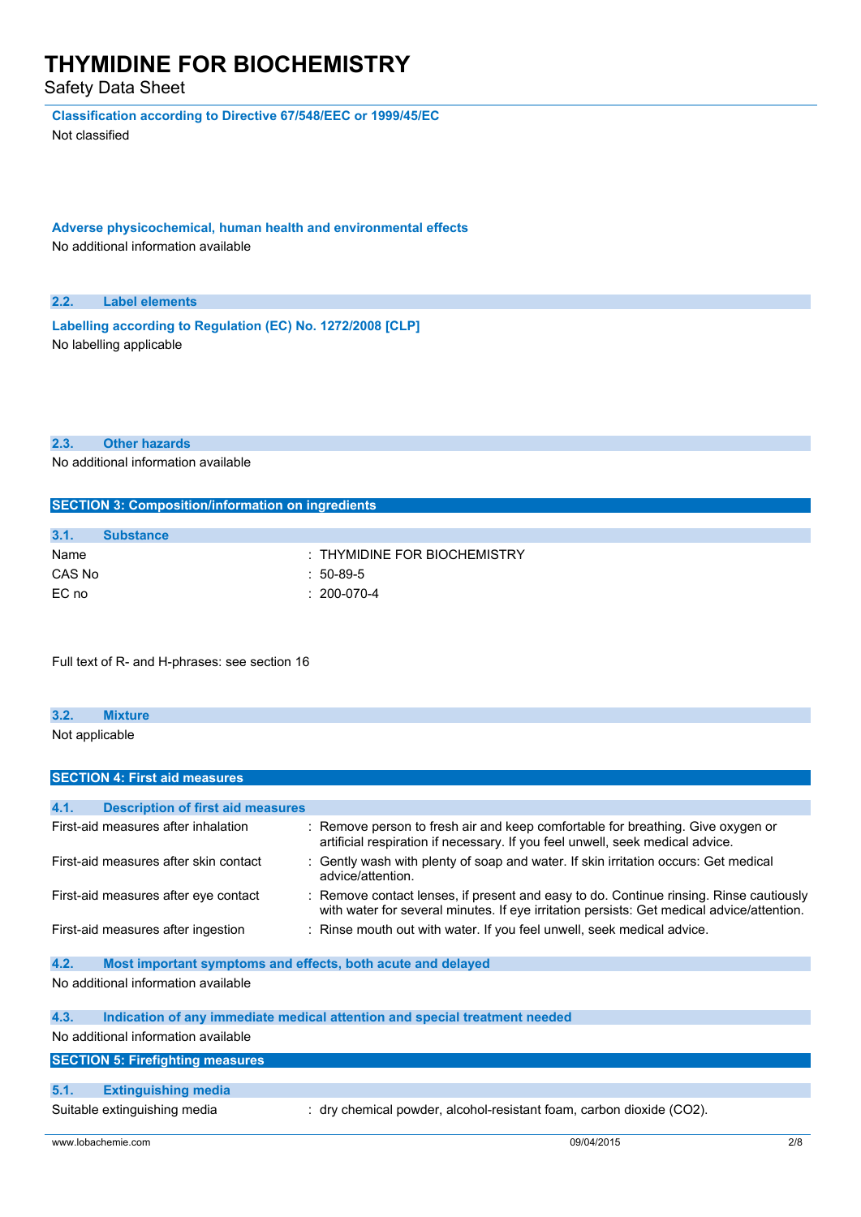**Classification according to Directive 67/548/EEC or 1999/45/EC**

Not classified

**Adverse physicochemical, human health and environmental effects**

No additional information available

### 2.2. Label elements

**Labelling according to Regulation (EC) No. 1272/2008 [CLP]**

No labelling applicable

### 2.3. Other hazards

No additional information available

## SECTION 3: Composition/information on ingredients

### 3.1. Substance

| | |
|---|---|
| Name | : THYMIDINE FOR BIOCHEMISTRY |
| CAS No | : 50-89-5 |
| EC no | : 200-070-4 |

Full text of R- and H-phrases: see section 16

### 3.2. Mixture

Not applicable

## SECTION 4: First aid measures

### 4.1. Description of first aid measures

| | |
|---|---|
| First-aid measures after inhalation | : Remove person to fresh air and keep comfortable for breathing. Give oxygen or artificial respiration if necessary. If you feel unwell, seek medical advice. |
| First-aid measures after skin contact | : Gently wash with plenty of soap and water. If skin irritation occurs: Get medical advice/attention. |
| First-aid measures after eye contact | : Remove contact lenses, if present and easy to do. Continue rinsing. Rinse cautiously with water for several minutes. If eye irritation persists: Get medical advice/attention. |
| First-aid measures after ingestion | : Rinse mouth out with water. If you feel unwell, seek medical advice. |

### 4.2. Most important symptoms and effects, both acute and delayed

No additional information available

### 4.3. Indication of any immediate medical attention and special treatment needed

No additional information available

## SECTION 5: Firefighting measures

### 5.1. Extinguishing media

| | |
|---|---|
| Suitable extinguishing media | : dry chemical powder, alcohol-resistant foam, carbon dioxide ($CO_2$). |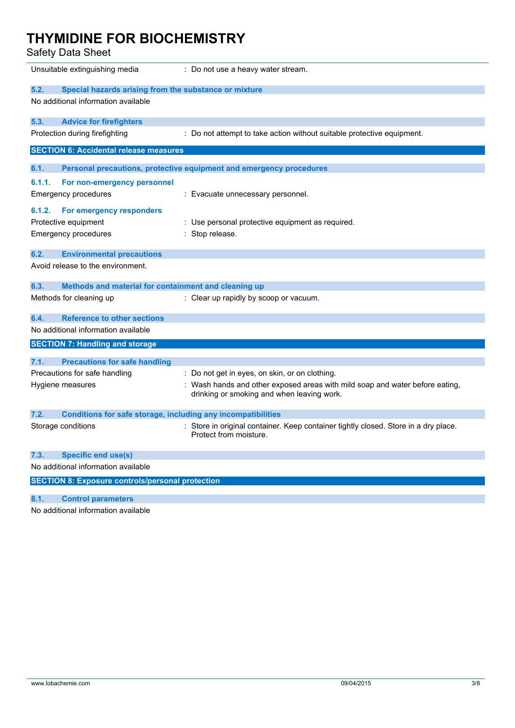| | |
|---|---|
| Unsuitable extinguishing media | : Do not use a heavy water stream. |

### 5.2. Special hazards arising from the substance or mixture

No additional information available

### 5.3. Advice for firefighters

| | |
|---|---|
| Protection during firefighting | : Do not attempt to take action without suitable protective equipment. |

## SECTION 6: Accidental release measures

### 6.1. Personal precautions, protective equipment and emergency procedures

#### 6.1.1. For non-emergency personnel

| | |
|---|---|
| Emergency procedures | : Evacuate unnecessary personnel. |

#### 6.1.2. For emergency responders

| | |
|---|---|
| Protective equipment | : Use personal protective equipment as required. |
| Emergency procedures | : Stop release. |

### 6.2. Environmental precautions

Avoid release to the environment.

### 6.3. Methods and material for containment and cleaning up

| | |
|---|---|
| Methods for cleaning up | : Clear up rapidly by scoop or vacuum. |

### 6.4. Reference to other sections

No additional information available

## SECTION 7: Handling and storage

### 7.1. Precautions for safe handling

| | |
|---|---|
| Precautions for safe handling | : Do not get in eyes, on skin, or on clothing. |
| Hygiene measures | : Wash hands and other exposed areas with mild soap and water before eating, drinking or smoking and when leaving work. |

### 7.2. Conditions for safe storage, including any incompatibilities

| | |
|---|---|
| Storage conditions | : Store in original container. Keep container tightly closed. Store in a dry place. Protect from moisture. |

### 7.3. Specific end use(s)

No additional information available

## SECTION 8: Exposure controls/personal protection

### 8.1. Control parameters

No additional information available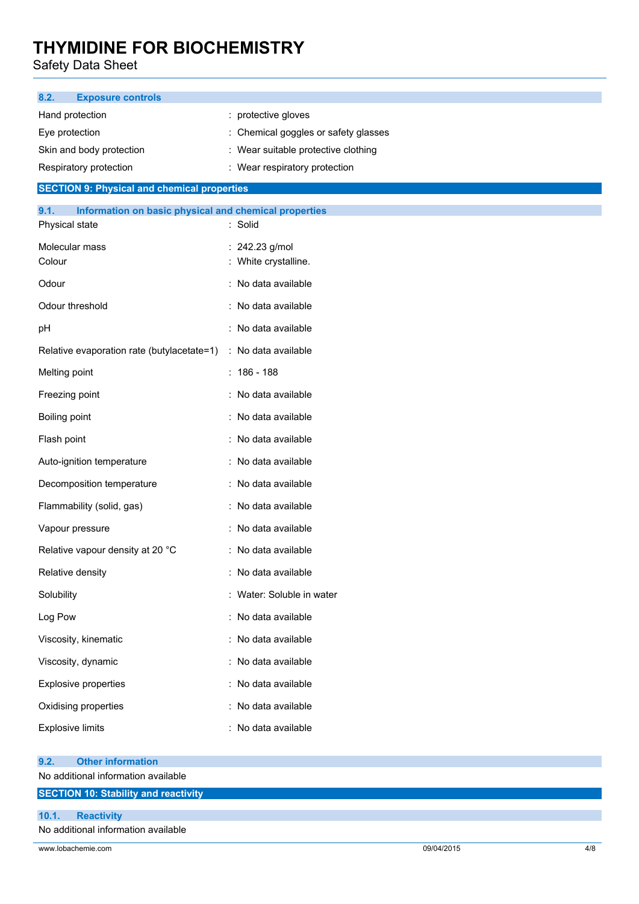### 8.2. Exposure controls

| | |
|---|---|
| Hand protection | : protective gloves |
| Eye protection | : Chemical goggles or safety glasses |
| Skin and body protection | : Wear suitable protective clothing |
| Respiratory protection | : Wear respiratory protection |

## SECTION 9: Physical and chemical properties

### 9.1. Information on basic physical and chemical properties

| | |
|---|---|
| Physical state | : Solid |
| Molecular mass | : 242.23 g/mol |
| Colour | : White crystalline. |
| Odour | : No data available |
| Odour threshold | : No data available |
| pH | : No data available |
| Relative evaporation rate (butylacetate=1) | : No data available |
| Melting point | : 186 - 188 |
| Freezing point | : No data available |
| Boiling point | : No data available |
| Flash point | : No data available |
| Auto-ignition temperature | : No data available |
| Decomposition temperature | : No data available |
| Flammability (solid, gas) | : No data available |
| Vapour pressure | : No data available |
| Relative vapour density at 20 °C | : No data available |
| Relative density | : No data available |
| Solubility | : Water: Soluble in water |
| Log Pow | : No data available |
| Viscosity, kinematic | : No data available |
| Viscosity, dynamic | : No data available |
| Explosive properties | : No data available |
| Oxidising properties | : No data available |
| Explosive limits | : No data available |

### 9.2. Other information

No additional information available

## SECTION 10: Stability and reactivity

### 10.1. Reactivity

No additional information available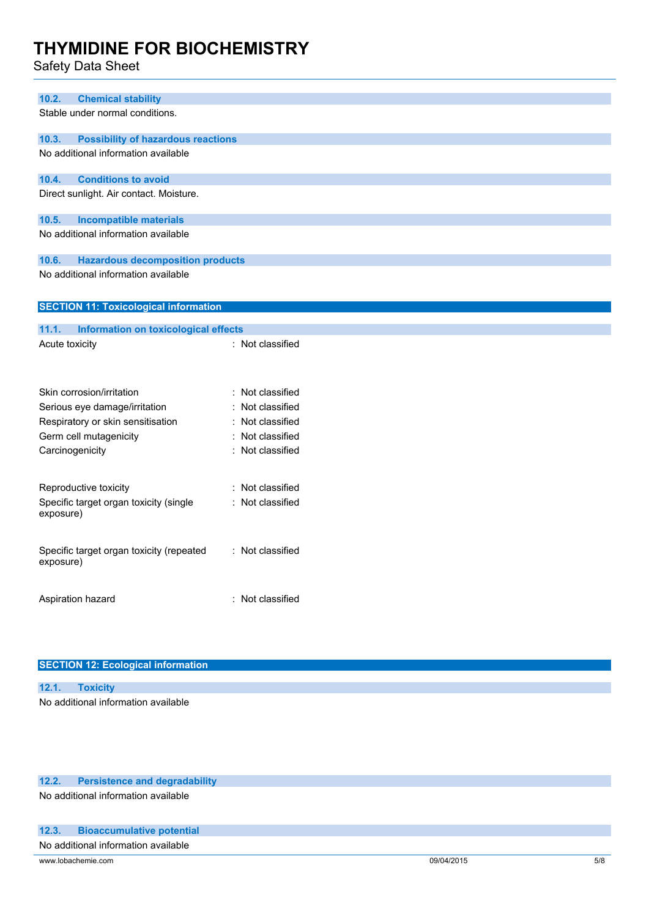### 10.2. Chemical stability

Stable under normal conditions.

### 10.3. Possibility of hazardous reactions

No additional information available

### 10.4. Conditions to avoid

Direct sunlight. Air contact. Moisture.

### 10.5. Incompatible materials

No additional information available

### 10.6. Hazardous decomposition products

No additional information available

## SECTION 11: Toxicological information

### 11.1. Information on toxicological effects

| | |
|---|---|
| Acute toxicity | : Not classified |
| Skin corrosion/irritation | : Not classified |
| Serious eye damage/irritation | : Not classified |
| Respiratory or skin sensitisation | : Not classified |
| Germ cell mutagenicity | : Not classified |
| Carcinogenicity | : Not classified |
| Reproductive toxicity | : Not classified |
| Specific target organ toxicity (single exposure) | : Not classified |
| Specific target organ toxicity (repeated exposure) | : Not classified |
| Aspiration hazard | : Not classified |

## SECTION 12: Ecological information

### 12.1. Toxicity

No additional information available

### 12.2. Persistence and degradability

No additional information available

### 12.3. Bioaccumulative potential

No additional information available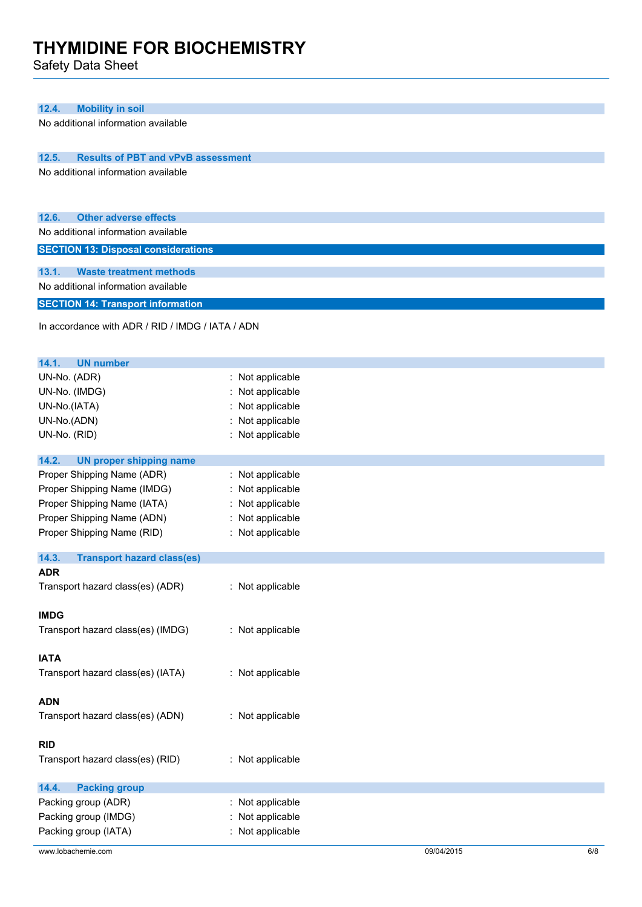### 12.4. Mobility in soil

No additional information available

### 12.5. Results of PBT and vPvB assessment

No additional information available

### 12.6. Other adverse effects

No additional information available

## SECTION 13: Disposal considerations

### 13.1. Waste treatment methods

No additional information available

## SECTION 14: Transport information

In accordance with ADR / RID / IMDG / IATA / ADN

### 14.1. UN number

| | |
|---|---|
| UN-No. (ADR) | : Not applicable |
| UN-No. (IMDG) | : Not applicable |
| UN-No.(IATA) | : Not applicable |
| UN-No.(ADN) | : Not applicable |
| UN-No. (RID) | : Not applicable |

### 14.2. UN proper shipping name

| | |
|---|---|
| Proper Shipping Name (ADR) | : Not applicable |
| Proper Shipping Name (IMDG) | : Not applicable |
| Proper Shipping Name (IATA) | : Not applicable |
| Proper Shipping Name (ADN) | : Not applicable |
| Proper Shipping Name (RID) | : Not applicable |

### 14.3. Transport hazard class(es)

**ADR**

Transport hazard class(es) (ADR) : Not applicable

**IMDG**

Transport hazard class(es) (IMDG) : Not applicable

**IATA**

Transport hazard class(es) (IATA) : Not applicable

**ADN**

Transport hazard class(es) (ADN) : Not applicable

**RID**

Transport hazard class(es) (RID) : Not applicable

### 14.4. Packing group

| | |
|---|---|
| Packing group (ADR) | : Not applicable |
| Packing group (IMDG) | : Not applicable |
| Packing group (IATA) | : Not applicable |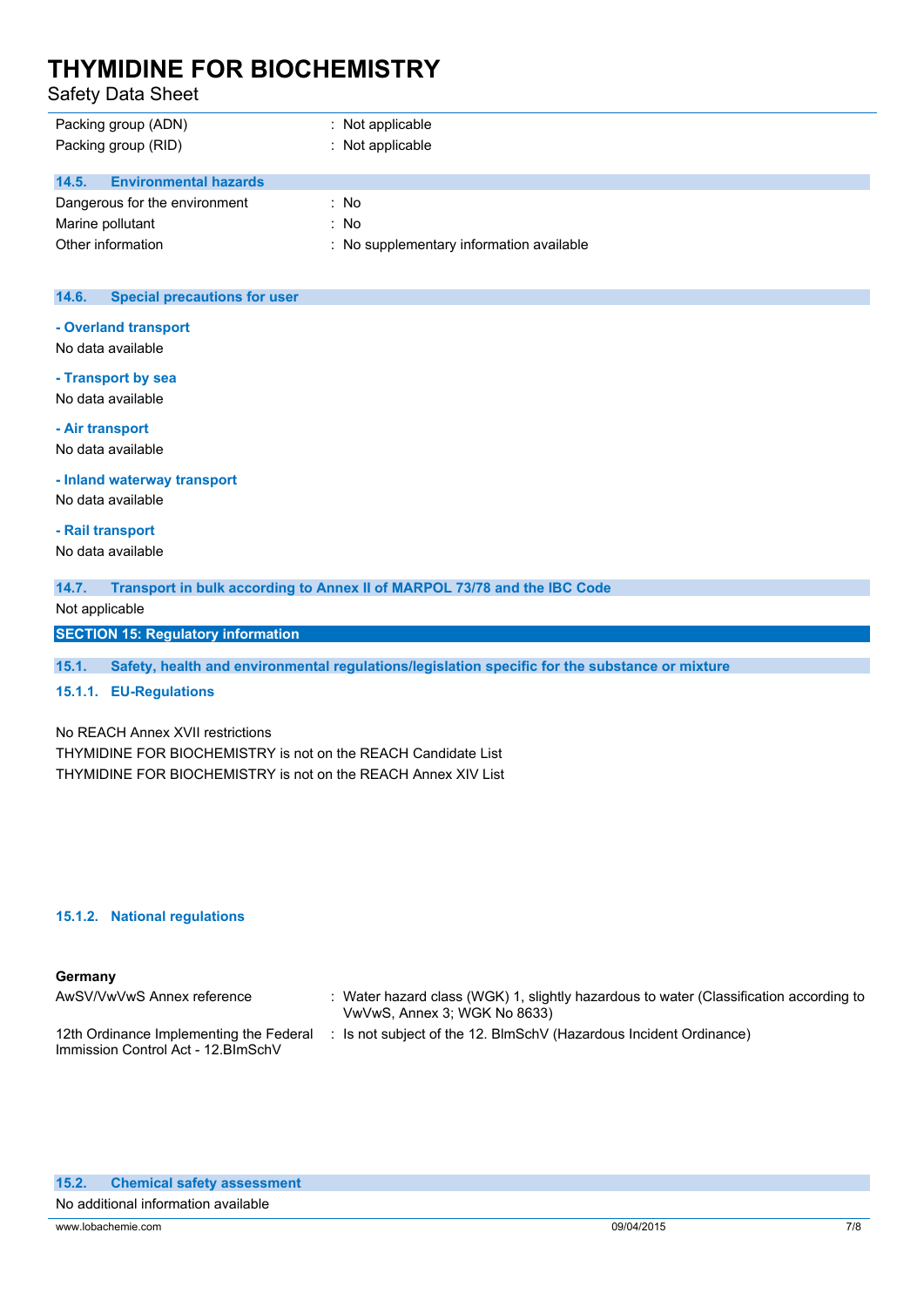| | |
|---|---|
| Packing group (ADN) | : Not applicable |
| Packing group (RID) | : Not applicable |

### 14.5. Environmental hazards

| | |
|---|---|
| Dangerous for the environment | : No |
| Marine pollutant | : No |
| Other information | : No supplementary information available |

### 14.6. Special precautions for user

**- Overland transport**

No data available

**- Transport by sea**

No data available

**- Air transport**

No data available

**- Inland waterway transport**

No data available

**- Rail transport**

No data available

### 14.7. Transport in bulk according to Annex II of MARPOL 73/78 and the IBC Code

Not applicable

## SECTION 15: Regulatory information

### 15.1. Safety, health and environmental regulations/legislation specific for the substance or mixture

#### 15.1.1. EU-Regulations

No REACH Annex XVII restrictions

THYMIDINE FOR BIOCHEMISTRY is not on the REACH Candidate List

THYMIDINE FOR BIOCHEMISTRY is not on the REACH Annex XIV List

#### 15.1.2. National regulations

**Germany**

| | |
|---|---|
| AwSV/VwVwS Annex reference | : Water hazard class (WGK) 1, slightly hazardous to water (Classification according to VwVwS, Annex 3; WGK No 8633) |
| 12th Ordinance Implementing the Federal Immission Control Act - 12.BImSchV | : Is not subject of the 12. BlmSchV (Hazardous Incident Ordinance) |

### 15.2. Chemical safety assessment

No additional information available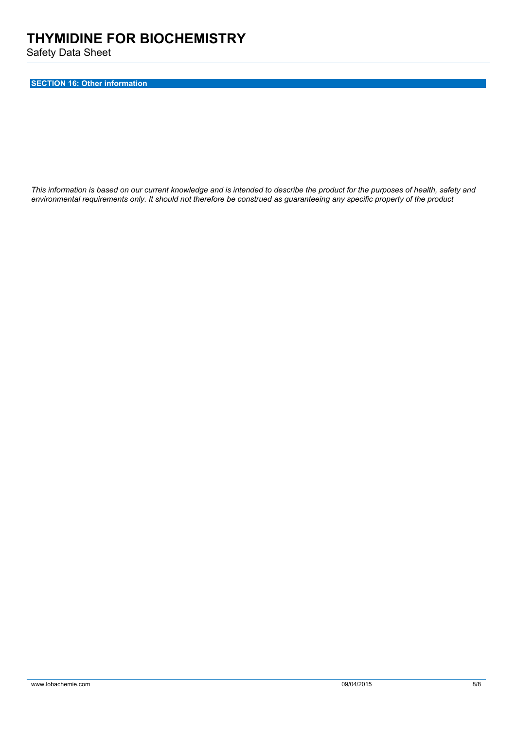## SECTION 16: Other information

*This information is based on our current knowledge and is intended to describe the product for the purposes of health, safety and environmental requirements only. It should not therefore be construed as guaranteeing any specific property of the product*